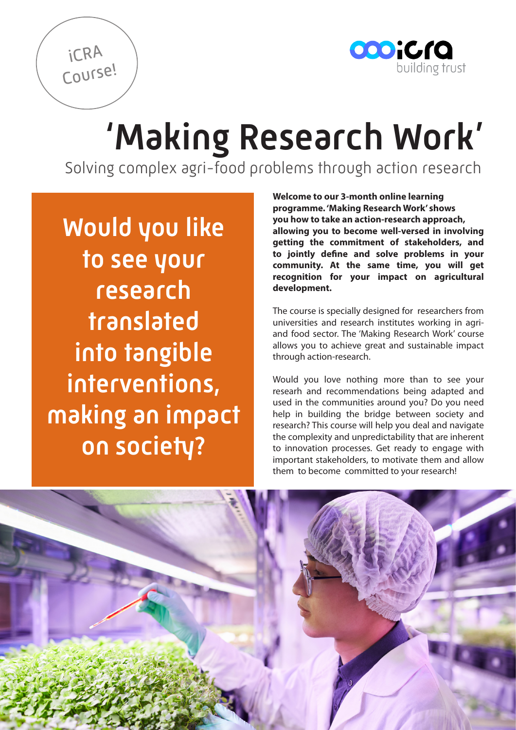iCRA Course!

icra building trust

# 'Making Research Work'

Solving complex agri-food problems through action research

## Would you like to see your research translated into tangible interventions, making an impact on society?

**Welcome to our 3-month online learning programme. 'Making Research Work' shows you how to take an action-research approach, allowing you to become well-versed in involving getting the commitment of stakeholders, and to jointly define and solve problems in your community. At the same time, you will get recognition for your impact on agricultural development.**

The course is specially designed for researchers from universities and research institutes working in agri- and food sector. The 'Making Research Work' course allows you to achieve great and sustainable impact through action-research.

Would you love nothing more than to see your researh and recommendations being adapted and used in the communities around you? Do you need help in building the bridge between society and research? This course will help you deal and navigate the complexity and unpredictability that are inherent to innovation processes. Get ready to engage with important stakeholders, to motivate them and allow them to become committed to your research!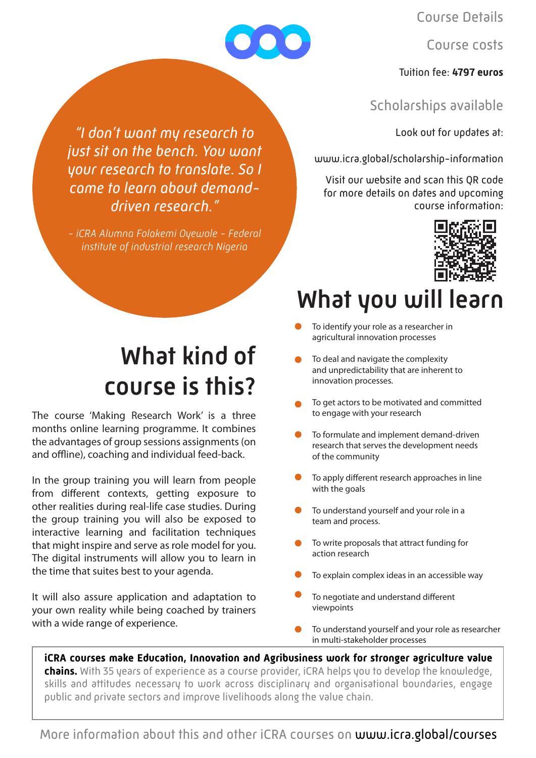## Course Details

### Course costs

Tuition fee: **4797 euros**

### Scholarships available

Look out for updates at:

www.icra.global/scholarship-information

Visit our website and scan this QR code for more details on dates and upcoming course information:

*"I don't want my research to just sit on the bench. You want your research to translate. So I came to learn about demand-driven research."*

*- iCRA Alumna Folakemi Oyewole - Federal institute of industrial research Nigeria*

# What kind of course is this?

The course 'Making Research Work' is a three months online learning programme. It combines the advantages of group sessions assignments (on and offline), coaching and individual feed-back.

In the group training you will learn from people from different contexts, getting exposure to other realities during real-life case studies. During the group training you will also be exposed to interactive learning and facilitation techniques that might inspire and serve as role model for you. The digital instruments will allow you to learn in the time that suites best to your agenda.

It will also assure application and adaptation to your own reality while being coached by trainers with a wide range of experience.

# What you will learn

- To identify your role as a researcher in agricultural innovation processes
- To deal and navigate the complexity and unpredictability that are inherent to innovation processes.
- To get actors to be motivated and committed to engage with your research
- To formulate and implement demand-driven research that serves the development needs of the community
- To apply different research approaches in line with the goals
- To understand yourself and your role in a team and process.
- To write proposals that attract funding for action research
- To explain complex ideas in an accessible way
- To negotiate and understand different viewpoints
- To understand yourself and your role as researcher in multi-stakeholder processes

**iCRA courses make Education, Innovation and Agribusiness work for stronger agriculture value chains.** With 35 years of experience as a course provider, iCRA helps you to develop the knowledge, skills and attitudes necessary to work across disciplinary and organisational boundaries, engage public and private sectors and improve livelihoods along the value chain.

More information about this and other iCRA courses on www.icra.global/courses